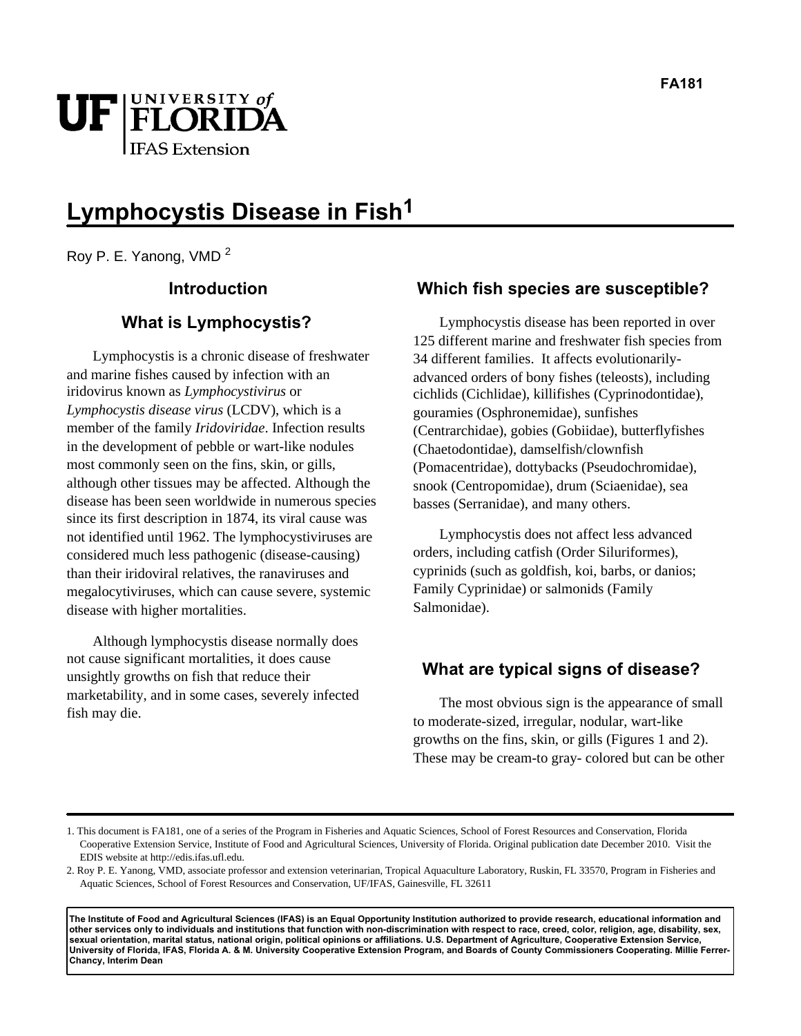FA181

# Lymphocystis Disease in Fish[1]

Roy P. E. Yanong, VMD [2]

## Introduction

### What is Lymphocystis?

Lymphocystis is a chronic disease of freshwater and marine fishes caused by infection with an iridovirus known as *Lymphocystivirus* or *Lymphocystis disease virus* (LCDV), which is a member of the family *Iridoviridae*. Infection results in the development of pebble or wart-like nodules most commonly seen on the fins, skin, or gills, although other tissues may be affected. Although the disease has been seen worldwide in numerous species since its first description in 1874, its viral cause was not identified until 1962. The lymphocystiviruses are considered much less pathogenic (disease-causing) than their iridoviral relatives, the ranaviruses and megalocytiviruses, which can cause severe, systemic disease with higher mortalities.

Although lymphocystis disease normally does not cause significant mortalities, it does cause unsightly growths on fish that reduce their marketability, and in some cases, severely infected fish may die.

## Which fish species are susceptible?

Lymphocystis disease has been reported in over 125 different marine and freshwater fish species from 34 different families. It affects evolutionarily-advanced orders of bony fishes (teleosts), including cichlids (Cichlidae), killifishes (Cyprinodontidae), gouramies (Osphronemidae), sunfishes (Centrarchidae), gobies (Gobiidae), butterflyfishes (Chaetodontidae), damselfish/clownfish (Pomacentridae), dottybacks (Pseudochromidae), snook (Centropomidae), drum (Sciaenidae), sea basses (Serranidae), and many others.

Lymphocystis does not affect less advanced orders, including catfish (Order Siluriformes), cyprinids (such as goldfish, koi, barbs, or danios; Family Cyprinidae) or salmonids (Family Salmonidae).

## What are typical signs of disease?

The most obvious sign is the appearance of small to moderate-sized, irregular, nodular, wart-like growths on the fins, skin, or gills (Figures 1 and 2). These may be cream-to gray- colored but can be other

---

1. This document is FA181, one of a series of the Program in Fisheries and Aquatic Sciences, School of Forest Resources and Conservation, Florida Cooperative Extension Service, Institute of Food and Agricultural Sciences, University of Florida. Original publication date December 2010. Visit the EDIS website at http://edis.ifas.ufl.edu.

2. Roy P. E. Yanong, VMD, associate professor and extension veterinarian, Tropical Aquaculture Laboratory, Ruskin, FL 33570, Program in Fisheries and Aquatic Sciences, School of Forest Resources and Conservation, UF/IFAS, Gainesville, FL 32611

**The Institute of Food and Agricultural Sciences (IFAS) is an Equal Opportunity Institution authorized to provide research, educational information and other services only to individuals and institutions that function with non-discrimination with respect to race, creed, color, religion, age, disability, sex, sexual orientation, marital status, national origin, political opinions or affiliations. U.S. Department of Agriculture, Cooperative Extension Service, University of Florida, IFAS, Florida A. & M. University Cooperative Extension Program, and Boards of County Commissioners Cooperating. Millie Ferrer-Chancy, Interim Dean**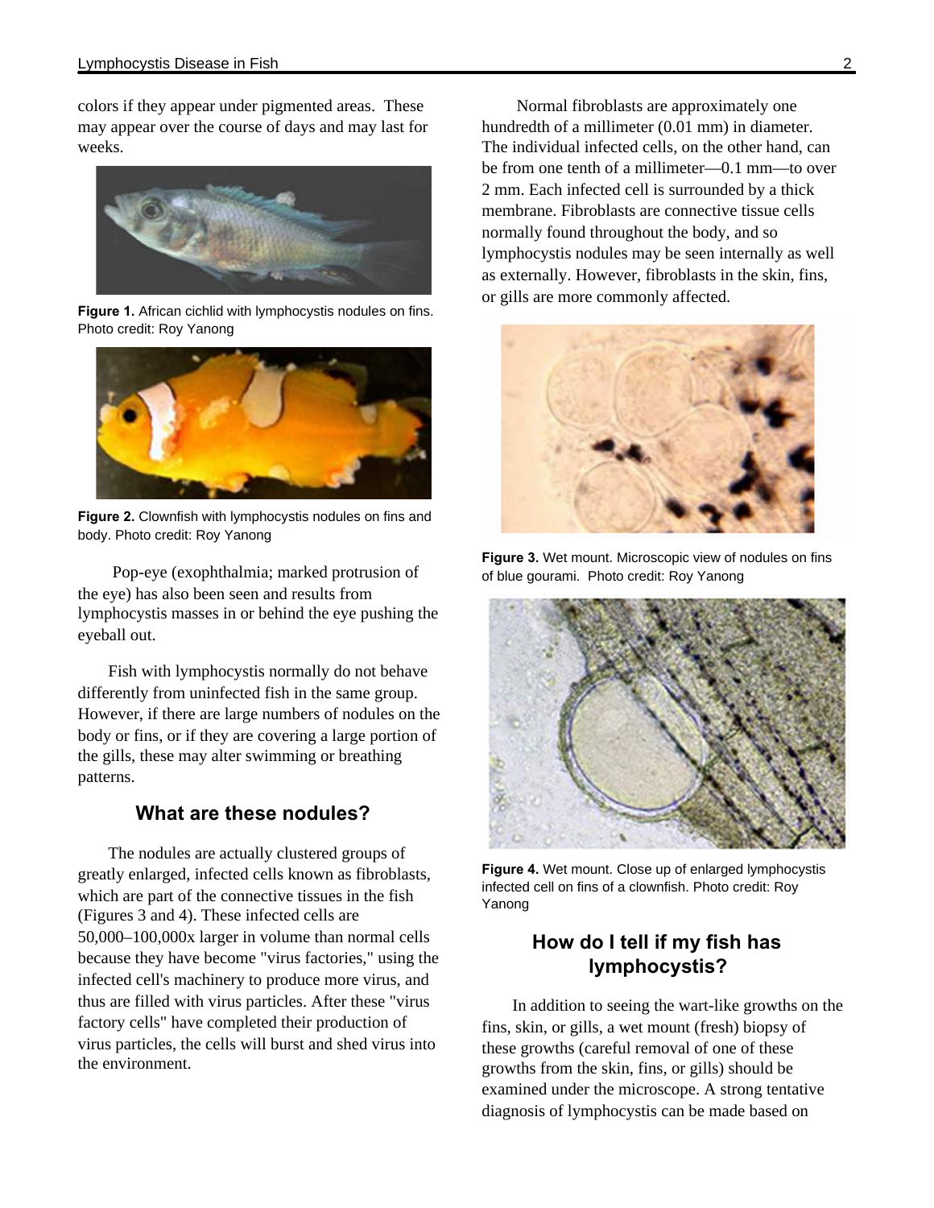colors if they appear under pigmented areas. These may appear over the course of days and may last for weeks.

**Figure 1.** African cichlid with lymphocystis nodules on fins. Photo credit: Roy Yanong

**Figure 2.** Clownfish with lymphocystis nodules on fins and body. Photo credit: Roy Yanong

Pop-eye (exophthalmia; marked protrusion of the eye) has also been seen and results from lymphocystis masses in or behind the eye pushing the eyeball out.

Fish with lymphocystis normally do not behave differently from uninfected fish in the same group. However, if there are large numbers of nodules on the body or fins, or if they are covering a large portion of the gills, these may alter swimming or breathing patterns.

## What are these nodules?

The nodules are actually clustered groups of greatly enlarged, infected cells known as fibroblasts, which are part of the connective tissues in the fish (Figures 3 and 4). These infected cells are 50,000–100,000x larger in volume than normal cells because they have become "virus factories," using the infected cell's machinery to produce more virus, and thus are filled with virus particles. After these "virus factory cells" have completed their production of virus particles, the cells will burst and shed virus into the environment.

Normal fibroblasts are approximately one hundredth of a millimeter (0.01 mm) in diameter. The individual infected cells, on the other hand, can be from one tenth of a millimeter—0.1 mm—to over 2 mm. Each infected cell is surrounded by a thick membrane. Fibroblasts are connective tissue cells normally found throughout the body, and so lymphocystis nodules may be seen internally as well as externally. However, fibroblasts in the skin, fins, or gills are more commonly affected.

**Figure 3.** Wet mount. Microscopic view of nodules on fins of blue gourami. Photo credit: Roy Yanong

**Figure 4.** Wet mount. Close up of enlarged lymphocystis infected cell on fins of a clownfish. Photo credit: Roy Yanong

## How do I tell if my fish has lymphocystis?

In addition to seeing the wart-like growths on the fins, skin, or gills, a wet mount (fresh) biopsy of these growths (careful removal of one of these growths from the skin, fins, or gills) should be examined under the microscope. A strong tentative diagnosis of lymphocystis can be made based on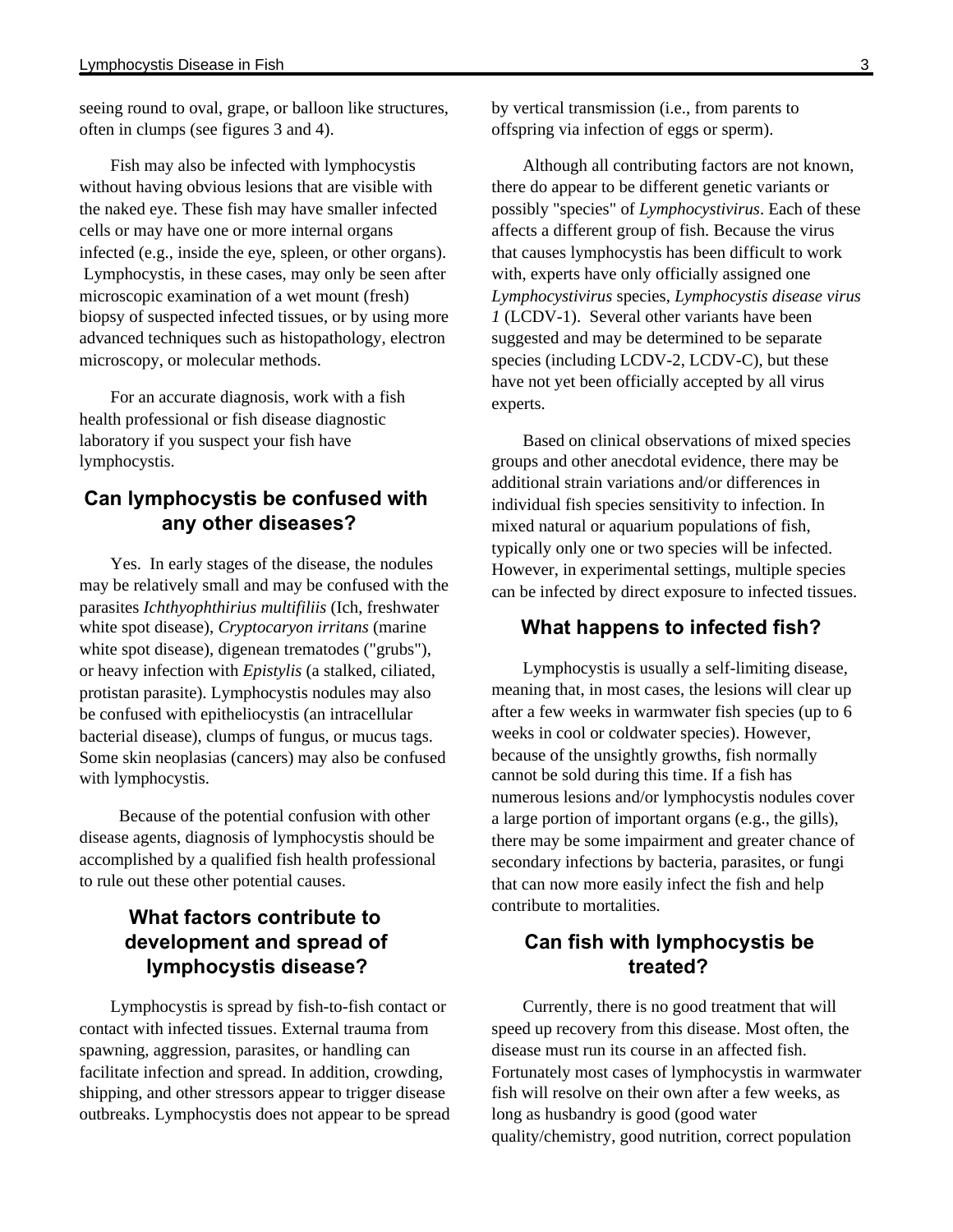seeing round to oval, grape, or balloon like structures, often in clumps (see figures 3 and 4).

Fish may also be infected with lymphocystis without having obvious lesions that are visible with the naked eye. These fish may have smaller infected cells or may have one or more internal organs infected (e.g., inside the eye, spleen, or other organs). Lymphocystis, in these cases, may only be seen after microscopic examination of a wet mount (fresh) biopsy of suspected infected tissues, or by using more advanced techniques such as histopathology, electron microscopy, or molecular methods.

For an accurate diagnosis, work with a fish health professional or fish disease diagnostic laboratory if you suspect your fish have lymphocystis.

## Can lymphocystis be confused with any other diseases?

Yes. In early stages of the disease, the nodules may be relatively small and may be confused with the parasites *Ichthyophthirius multifiliis* (Ich, freshwater white spot disease), *Cryptocaryon irritans* (marine white spot disease), digenean trematodes ("grubs"), or heavy infection with *Epistylis* (a stalked, ciliated, protistan parasite). Lymphocystis nodules may also be confused with epitheliocystis (an intracellular bacterial disease), clumps of fungus, or mucus tags. Some skin neoplasias (cancers) may also be confused with lymphocystis.

Because of the potential confusion with other disease agents, diagnosis of lymphocystis should be accomplished by a qualified fish health professional to rule out these other potential causes.

## What factors contribute to development and spread of lymphocystis disease?

Lymphocystis is spread by fish-to-fish contact or contact with infected tissues. External trauma from spawning, aggression, parasites, or handling can facilitate infection and spread. In addition, crowding, shipping, and other stressors appear to trigger disease outbreaks. Lymphocystis does not appear to be spread by vertical transmission (i.e., from parents to offspring via infection of eggs or sperm).

Although all contributing factors are not known, there do appear to be different genetic variants or possibly "species" of *Lymphocystivirus*. Each of these affects a different group of fish. Because the virus that causes lymphocystis has been difficult to work with, experts have only officially assigned one *Lymphocystivirus* species, *Lymphocystis disease virus 1* (LCDV-1). Several other variants have been suggested and may be determined to be separate species (including LCDV-2, LCDV-C), but these have not yet been officially accepted by all virus experts.

Based on clinical observations of mixed species groups and other anecdotal evidence, there may be additional strain variations and/or differences in individual fish species sensitivity to infection. In mixed natural or aquarium populations of fish, typically only one or two species will be infected. However, in experimental settings, multiple species can be infected by direct exposure to infected tissues.

## What happens to infected fish?

Lymphocystis is usually a self-limiting disease, meaning that, in most cases, the lesions will clear up after a few weeks in warmwater fish species (up to 6 weeks in cool or coldwater species). However, because of the unsightly growths, fish normally cannot be sold during this time. If a fish has numerous lesions and/or lymphocystis nodules cover a large portion of important organs (e.g., the gills), there may be some impairment and greater chance of secondary infections by bacteria, parasites, or fungi that can now more easily infect the fish and help contribute to mortalities.

## Can fish with lymphocystis be treated?

Currently, there is no good treatment that will speed up recovery from this disease. Most often, the disease must run its course in an affected fish. Fortunately most cases of lymphocystis in warmwater fish will resolve on their own after a few weeks, as long as husbandry is good (good water quality/chemistry, good nutrition, correct population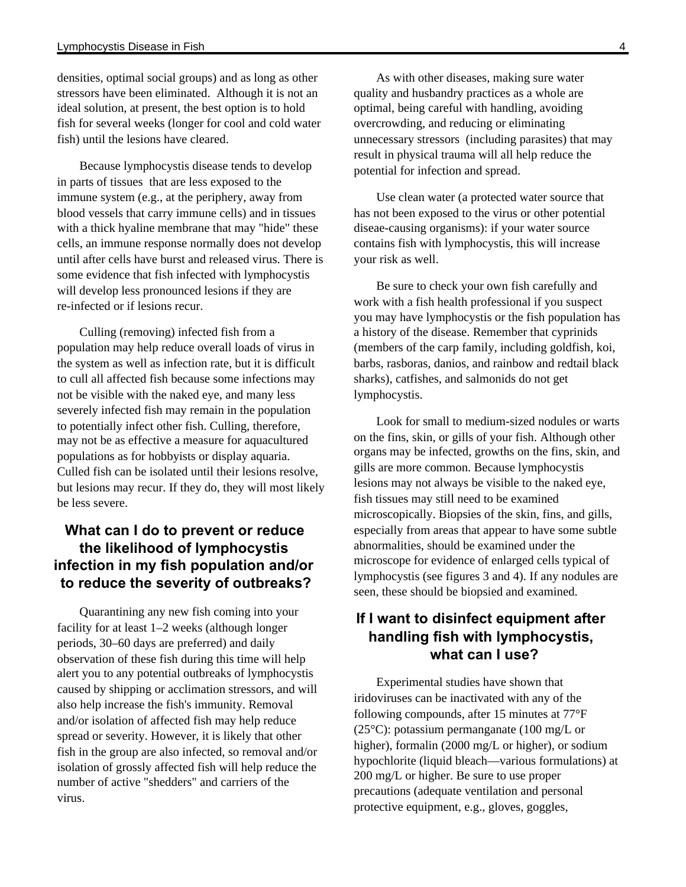densities, optimal social groups) and as long as other stressors have been eliminated. Although it is not an ideal solution, at present, the best option is to hold fish for several weeks (longer for cool and cold water fish) until the lesions have cleared.

Because lymphocystis disease tends to develop in parts of tissues that are less exposed to the immune system (e.g., at the periphery, away from blood vessels that carry immune cells) and in tissues with a thick hyaline membrane that may "hide" these cells, an immune response normally does not develop until after cells have burst and released virus. There is some evidence that fish infected with lymphocystis will develop less pronounced lesions if they are re-infected or if lesions recur.

Culling (removing) infected fish from a population may help reduce overall loads of virus in the system as well as infection rate, but it is difficult to cull all affected fish because some infections may not be visible with the naked eye, and many less severely infected fish may remain in the population to potentially infect other fish. Culling, therefore, may not be as effective a measure for aquacultured populations as for hobbyists or display aquaria. Culled fish can be isolated until their lesions resolve, but lesions may recur. If they do, they will most likely be less severe.

## What can I do to prevent or reduce the likelihood of lymphocystis infection in my fish population and/or to reduce the severity of outbreaks?

Quarantining any new fish coming into your facility for at least 1–2 weeks (although longer periods, 30–60 days are preferred) and daily observation of these fish during this time will help alert you to any potential outbreaks of lymphocystis caused by shipping or acclimation stressors, and will also help increase the fish's immunity. Removal and/or isolation of affected fish may help reduce spread or severity. However, it is likely that other fish in the group are also infected, so removal and/or isolation of grossly affected fish will help reduce the number of active "shedders" and carriers of the virus.

As with other diseases, making sure water quality and husbandry practices as a whole are optimal, being careful with handling, avoiding overcrowding, and reducing or eliminating unnecessary stressors (including parasites) that may result in physical trauma will all help reduce the potential for infection and spread.

Use clean water (a protected water source that has not been exposed to the virus or other potential diseae-causing organisms): if your water source contains fish with lymphocystis, this will increase your risk as well.

Be sure to check your own fish carefully and work with a fish health professional if you suspect you may have lymphocystis or the fish population has a history of the disease. Remember that cyprinids (members of the carp family, including goldfish, koi, barbs, rasboras, danios, and rainbow and redtail black sharks), catfishes, and salmonids do not get lymphocystis.

Look for small to medium-sized nodules or warts on the fins, skin, or gills of your fish. Although other organs may be infected, growths on the fins, skin, and gills are more common. Because lymphocystis lesions may not always be visible to the naked eye, fish tissues may still need to be examined microscopically. Biopsies of the skin, fins, and gills, especially from areas that appear to have some subtle abnormalities, should be examined under the microscope for evidence of enlarged cells typical of lymphocystis (see figures 3 and 4). If any nodules are seen, these should be biopsied and examined.

## If I want to disinfect equipment after handling fish with lymphocystis, what can I use?

Experimental studies have shown that iridoviruses can be inactivated with any of the following compounds, after 15 minutes at 77°F (25°C): potassium permanganate (100 mg/L or higher), formalin (2000 mg/L or higher), or sodium hypochlorite (liquid bleach—various formulations) at 200 mg/L or higher. Be sure to use proper precautions (adequate ventilation and personal protective equipment, e.g., gloves, goggles,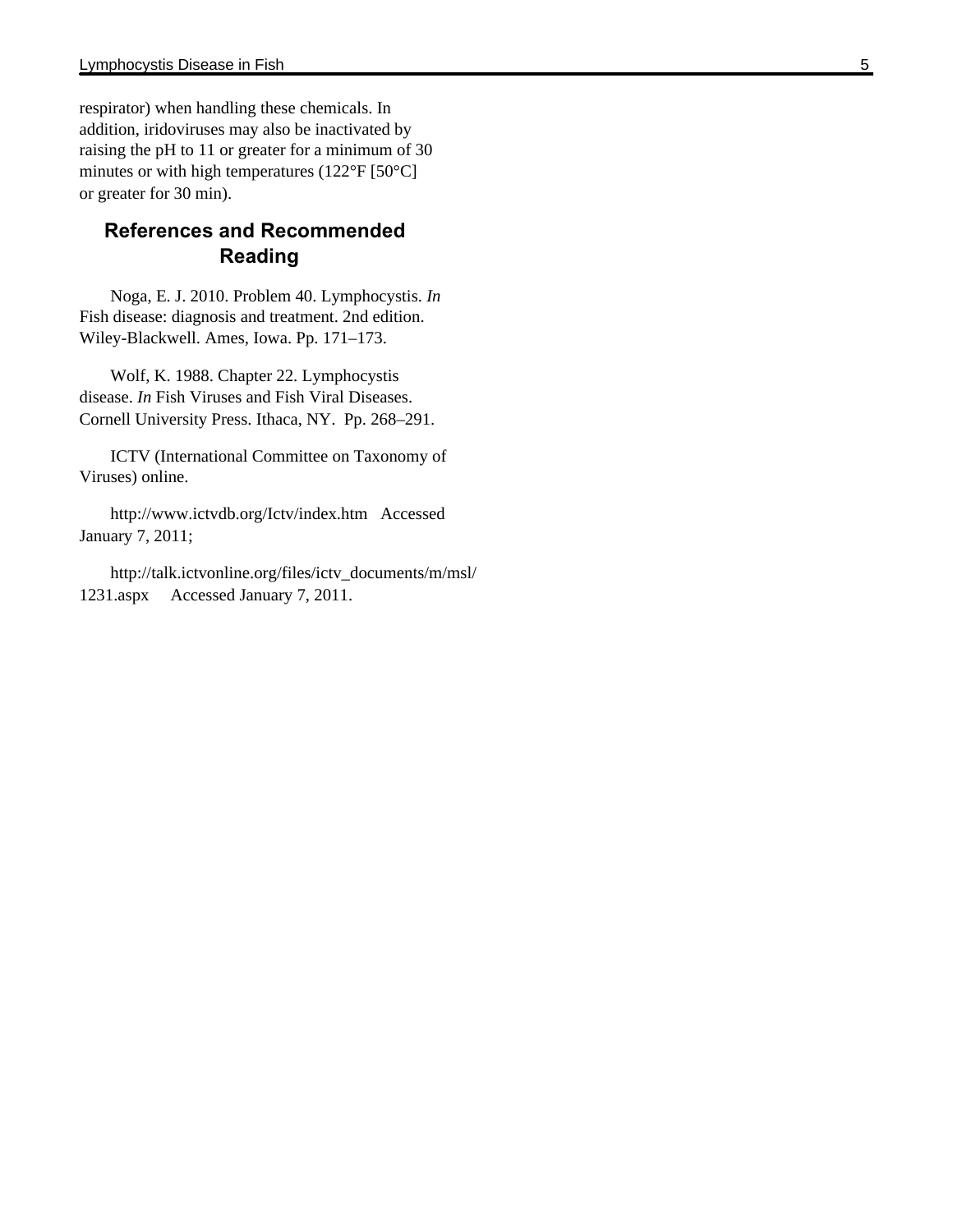respirator) when handling these chemicals. In addition, iridoviruses may also be inactivated by raising the pH to 11 or greater for a minimum of 30 minutes or with high temperatures (122°F [50°C] or greater for 30 min).

## References and Recommended Reading

Noga, E. J. 2010. Problem 40. Lymphocystis. *In* Fish disease: diagnosis and treatment. 2nd edition. Wiley-Blackwell. Ames, Iowa. Pp. 171–173.

Wolf, K. 1988. Chapter 22. Lymphocystis disease. *In* Fish Viruses and Fish Viral Diseases. Cornell University Press. Ithaca, NY. Pp. 268–291.

ICTV (International Committee on Taxonomy of Viruses) online.

http://www.ictvdb.org/Ictv/index.htm Accessed January 7, 2011;

http://talk.ictvonline.org/files/ictv_documents/m/msl/1231.aspx Accessed January 7, 2011.